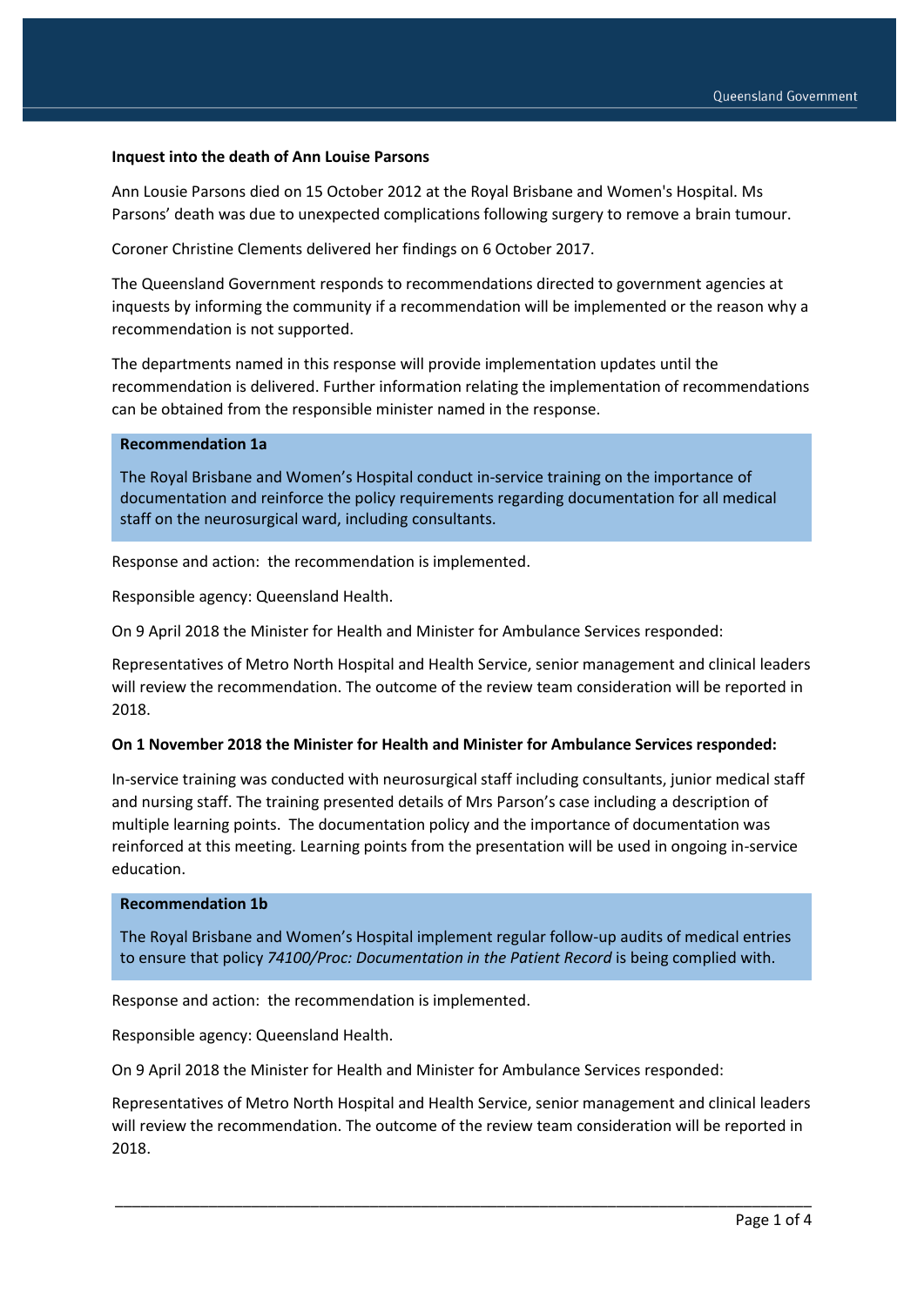**Inquest into the death of Ann Louise Parsons**

Ann Lousie Parsons died on 15 October 2012 at the Royal Brisbane and Women's Hospital. Ms Parsons' death was due to unexpected complications following surgery to remove a brain tumour.

Coroner Christine Clements delivered her findings on 6 October 2017.

The Queensland Government responds to recommendations directed to government agencies at inquests by informing the community if a recommendation will be implemented or the reason why a recommendation is not supported.

The departments named in this response will provide implementation updates until the recommendation is delivered. Further information relating the implementation of recommendations can be obtained from the responsible minister named in the response.

**Recommendation 1a**

The Royal Brisbane and Women's Hospital conduct in-service training on the importance of documentation and reinforce the policy requirements regarding documentation for all medical staff on the neurosurgical ward, including consultants.

Response and action: the recommendation is implemented.

Responsible agency: Queensland Health.

On 9 April 2018 the Minister for Health and Minister for Ambulance Services responded:

Representatives of Metro North Hospital and Health Service, senior management and clinical leaders will review the recommendation. The outcome of the review team consideration will be reported in 2018.

**On 1 November 2018 the Minister for Health and Minister for Ambulance Services responded:**

In-service training was conducted with neurosurgical staff including consultants, junior medical staff and nursing staff. The training presented details of Mrs Parson's case including a description of multiple learning points. The documentation policy and the importance of documentation was reinforced at this meeting. Learning points from the presentation will be used in ongoing in-service education.

**Recommendation 1b**

The Royal Brisbane and Women's Hospital implement regular follow-up audits of medical entries to ensure that policy *74100/Proc: Documentation in the Patient Record* is being complied with.

Response and action: the recommendation is implemented.

Responsible agency: Queensland Health.

On 9 April 2018 the Minister for Health and Minister for Ambulance Services responded:

Representatives of Metro North Hospital and Health Service, senior management and clinical leaders will review the recommendation. The outcome of the review team consideration will be reported in 2018.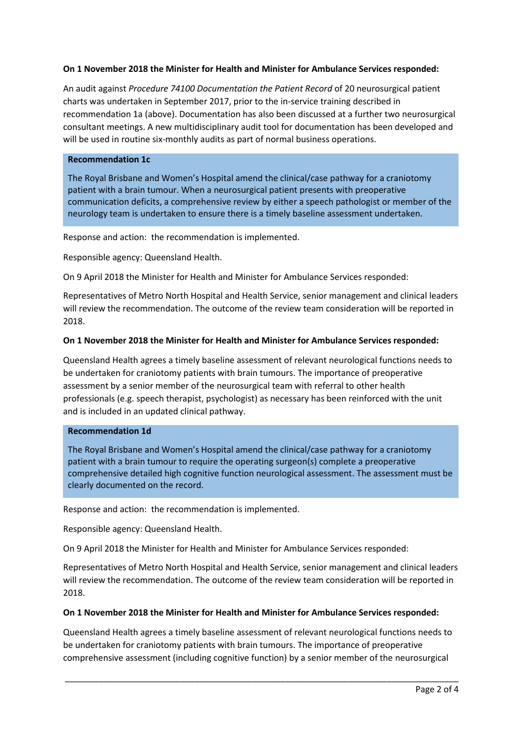**On 1 November 2018 the Minister for Health and Minister for Ambulance Services responded:**

An audit against *Procedure 74100 Documentation the Patient Record* of 20 neurosurgical patient charts was undertaken in September 2017, prior to the in-service training described in recommendation 1a (above). Documentation has also been discussed at a further two neurosurgical consultant meetings. A new multidisciplinary audit tool for documentation has been developed and will be used in routine six-monthly audits as part of normal business operations.

**Recommendation 1c**

The Royal Brisbane and Women's Hospital amend the clinical/case pathway for a craniotomy patient with a brain tumour. When a neurosurgical patient presents with preoperative communication deficits, a comprehensive review by either a speech pathologist or member of the neurology team is undertaken to ensure there is a timely baseline assessment undertaken.

Response and action: the recommendation is implemented.

Responsible agency: Queensland Health.

On 9 April 2018 the Minister for Health and Minister for Ambulance Services responded:

Representatives of Metro North Hospital and Health Service, senior management and clinical leaders will review the recommendation. The outcome of the review team consideration will be reported in 2018.

**On 1 November 2018 the Minister for Health and Minister for Ambulance Services responded:**

Queensland Health agrees a timely baseline assessment of relevant neurological functions needs to be undertaken for craniotomy patients with brain tumours. The importance of preoperative assessment by a senior member of the neurosurgical team with referral to other health professionals (e.g. speech therapist, psychologist) as necessary has been reinforced with the unit and is included in an updated clinical pathway.

**Recommendation 1d**

The Royal Brisbane and Women's Hospital amend the clinical/case pathway for a craniotomy patient with a brain tumour to require the operating surgeon(s) complete a preoperative comprehensive detailed high cognitive function neurological assessment. The assessment must be clearly documented on the record.

Response and action: the recommendation is implemented.

Responsible agency: Queensland Health.

On 9 April 2018 the Minister for Health and Minister for Ambulance Services responded:

Representatives of Metro North Hospital and Health Service, senior management and clinical leaders will review the recommendation. The outcome of the review team consideration will be reported in 2018.

**On 1 November 2018 the Minister for Health and Minister for Ambulance Services responded:**

Queensland Health agrees a timely baseline assessment of relevant neurological functions needs to be undertaken for craniotomy patients with brain tumours. The importance of preoperative comprehensive assessment (including cognitive function) by a senior member of the neurosurgical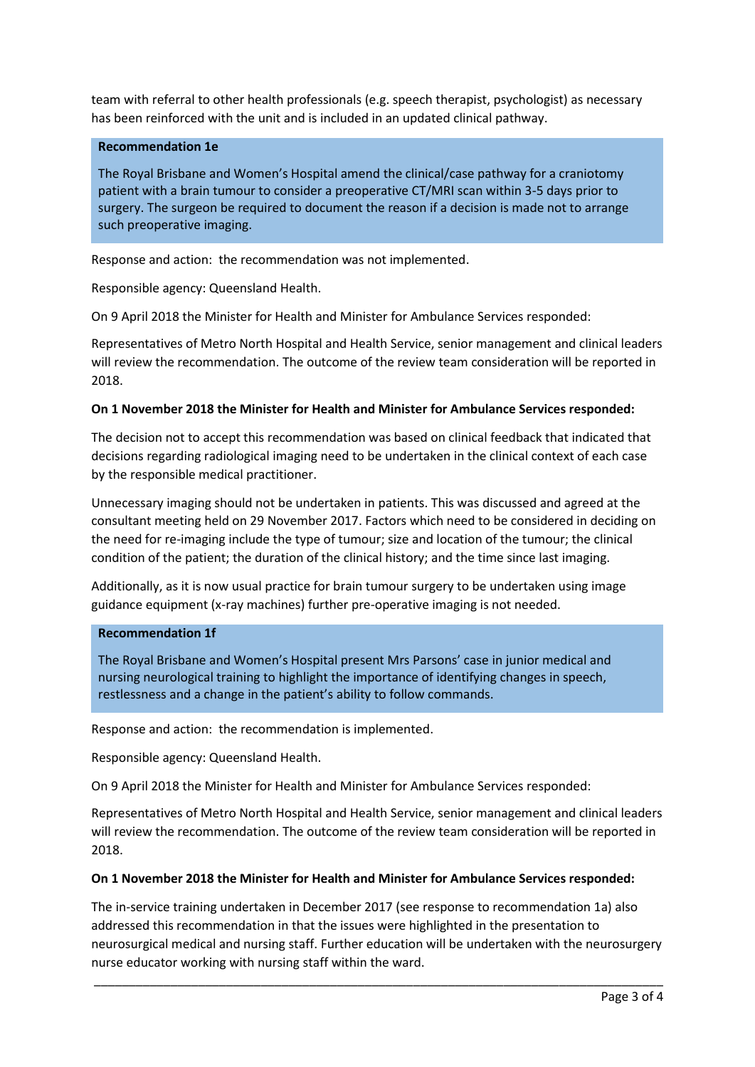team with referral to other health professionals (e.g. speech therapist, psychologist) as necessary has been reinforced with the unit and is included in an updated clinical pathway.

**Recommendation 1e**

The Royal Brisbane and Women's Hospital amend the clinical/case pathway for a craniotomy patient with a brain tumour to consider a preoperative CT/MRI scan within 3-5 days prior to surgery. The surgeon be required to document the reason if a decision is made not to arrange such preoperative imaging.

Response and action: the recommendation was not implemented.

Responsible agency: Queensland Health.

On 9 April 2018 the Minister for Health and Minister for Ambulance Services responded:

Representatives of Metro North Hospital and Health Service, senior management and clinical leaders will review the recommendation. The outcome of the review team consideration will be reported in 2018.

**On 1 November 2018 the Minister for Health and Minister for Ambulance Services responded:**

The decision not to accept this recommendation was based on clinical feedback that indicated that decisions regarding radiological imaging need to be undertaken in the clinical context of each case by the responsible medical practitioner.

Unnecessary imaging should not be undertaken in patients. This was discussed and agreed at the consultant meeting held on 29 November 2017. Factors which need to be considered in deciding on the need for re-imaging include the type of tumour; size and location of the tumour; the clinical condition of the patient; the duration of the clinical history; and the time since last imaging.

Additionally, as it is now usual practice for brain tumour surgery to be undertaken using image guidance equipment (x-ray machines) further pre-operative imaging is not needed.

**Recommendation 1f**

The Royal Brisbane and Women's Hospital present Mrs Parsons' case in junior medical and nursing neurological training to highlight the importance of identifying changes in speech, restlessness and a change in the patient's ability to follow commands.

Response and action: the recommendation is implemented.

Responsible agency: Queensland Health.

On 9 April 2018 the Minister for Health and Minister for Ambulance Services responded:

Representatives of Metro North Hospital and Health Service, senior management and clinical leaders will review the recommendation. The outcome of the review team consideration will be reported in 2018.

**On 1 November 2018 the Minister for Health and Minister for Ambulance Services responded:**

The in-service training undertaken in December 2017 (see response to recommendation 1a) also addressed this recommendation in that the issues were highlighted in the presentation to neurosurgical medical and nursing staff. Further education will be undertaken with the neurosurgery nurse educator working with nursing staff within the ward.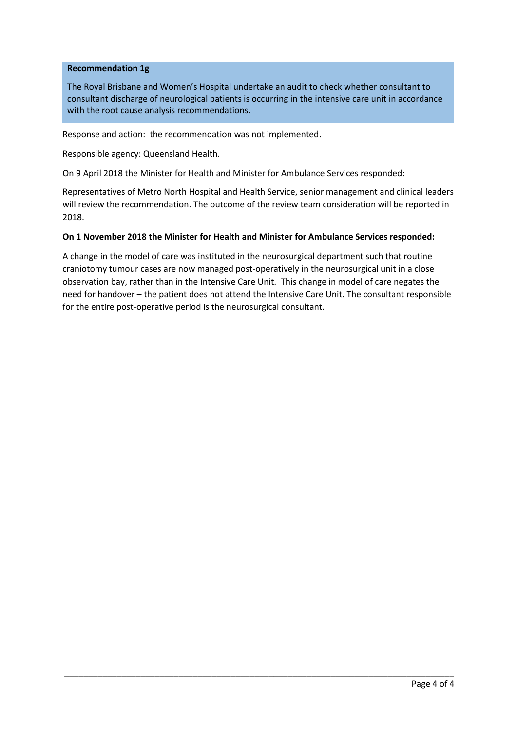**Recommendation 1g**

The Royal Brisbane and Women's Hospital undertake an audit to check whether consultant to consultant discharge of neurological patients is occurring in the intensive care unit in accordance with the root cause analysis recommendations.

Response and action: the recommendation was not implemented.

Responsible agency: Queensland Health.

On 9 April 2018 the Minister for Health and Minister for Ambulance Services responded:

Representatives of Metro North Hospital and Health Service, senior management and clinical leaders will review the recommendation. The outcome of the review team consideration will be reported in 2018.

**On 1 November 2018 the Minister for Health and Minister for Ambulance Services responded:**

A change in the model of care was instituted in the neurosurgical department such that routine craniotomy tumour cases are now managed post-operatively in the neurosurgical unit in a close observation bay, rather than in the Intensive Care Unit. This change in model of care negates the need for handover – the patient does not attend the Intensive Care Unit. The consultant responsible for the entire post-operative period is the neurosurgical consultant.